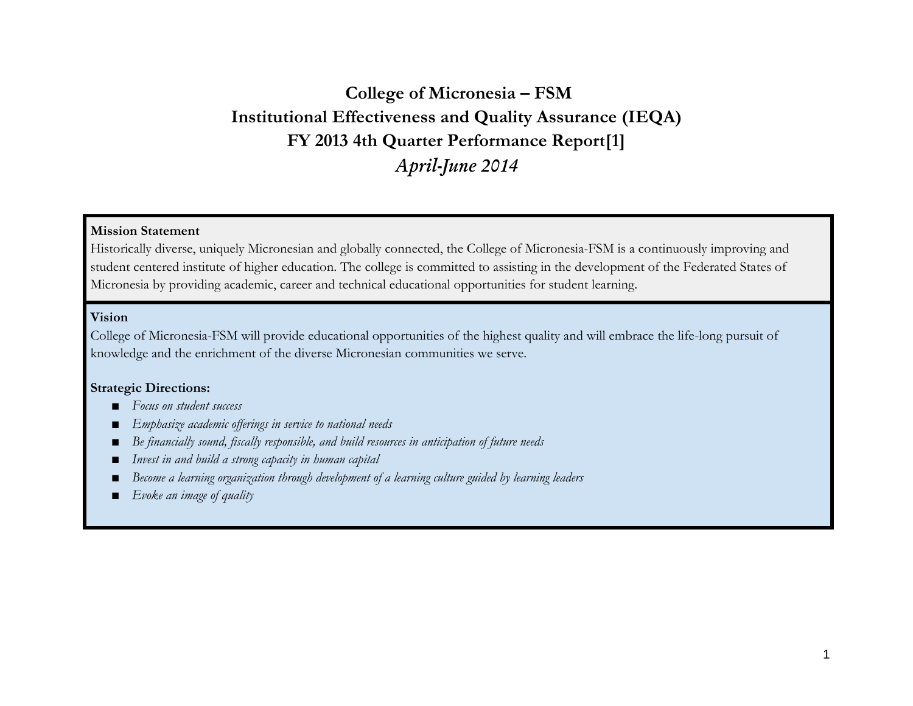# College of Micronesia – FSM
# Institutional Effectiveness and Quality Assurance (IEQA)
# FY 2013 4th Quarter Performance Report[1]
## *April-June 2014*

**Mission Statement**
Historically diverse, uniquely Micronesian and globally connected, the College of Micronesia-FSM is a continuously improving and student centered institute of higher education. The college is committed to assisting in the development of the Federated States of Micronesia by providing academic, career and technical educational opportunities for student learning.

**Vision**
College of Micronesia-FSM will provide educational opportunities of the highest quality and will embrace the life-long pursuit of knowledge and the enrichment of the diverse Micronesian communities we serve.

**Strategic Directions:**

- *Focus on student success*
- *Emphasize academic offerings in service to national needs*
- *Be financially sound, fiscally responsible, and build resources in anticipation of future needs*
- *Invest in and build a strong capacity in human capital*
- *Become a learning organization through development of a learning culture guided by learning leaders*
- *Evoke an image of quality*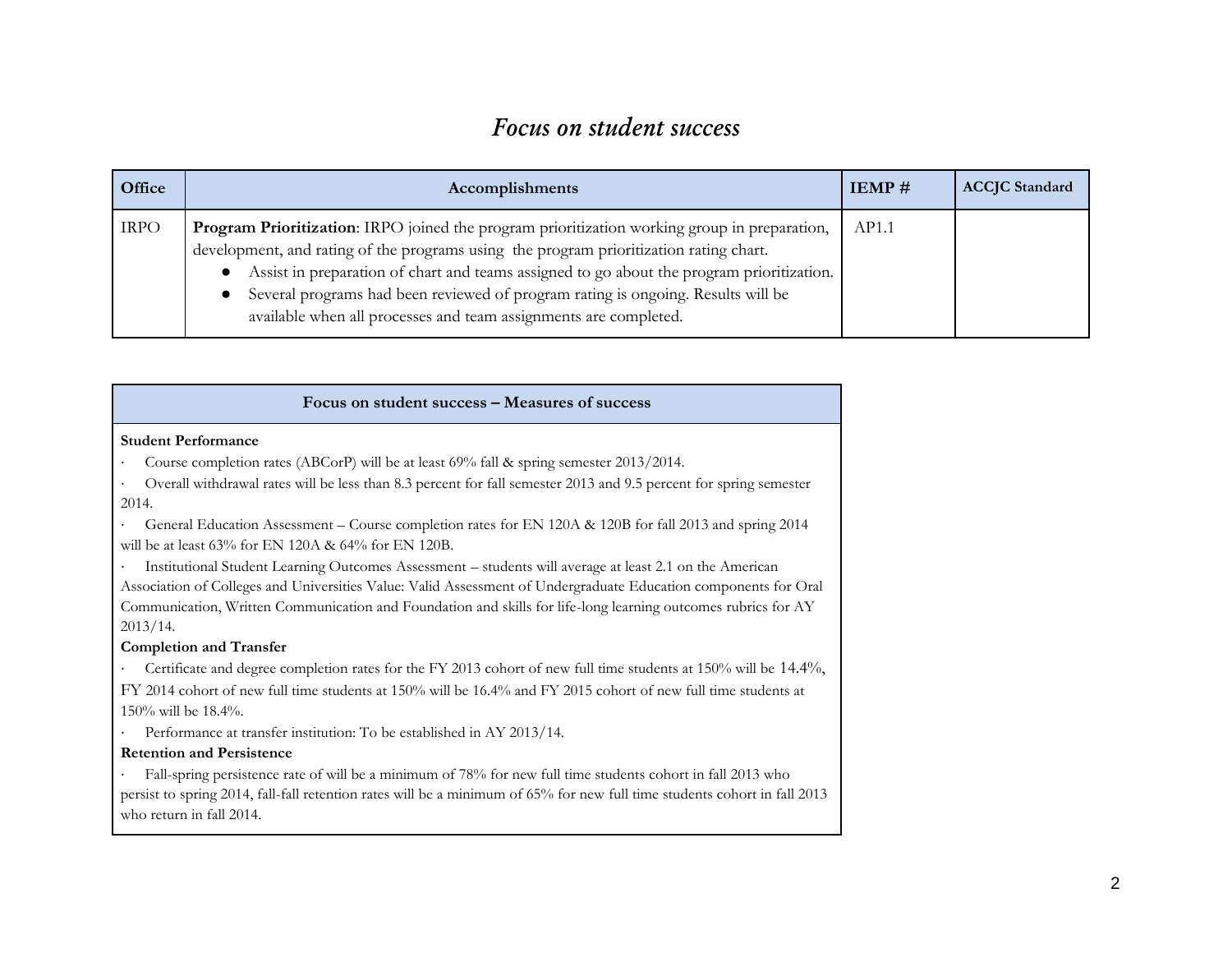# *Focus on student success*

| Office | Accomplishments | IEMP # | ACCJC Standard |
|---|---|---|---|
| IRPO | **Program Prioritization**: IRPO joined the program prioritization working group in preparation, development, and rating of the programs using the program prioritization rating chart.<br>● Assist in preparation of chart and teams assigned to go about the program prioritization.<br>● Several programs had been reviewed of program rating is ongoing. Results will be available when all processes and team assignments are completed. | AP1.1 | |

| Focus on student success – Measures of success |
|---|
| **Student Performance**<br>· Course completion rates (ABCorP) will be at least 69% fall & spring semester 2013/2014.<br>· Overall withdrawal rates will be less than 8.3 percent for fall semester 2013 and 9.5 percent for spring semester 2014.<br>· General Education Assessment – Course completion rates for EN 120A & 120B for fall 2013 and spring 2014 will be at least 63% for EN 120A & 64% for EN 120B.<br>· Institutional Student Learning Outcomes Assessment – students will average at least 2.1 on the American Association of Colleges and Universities Value: Valid Assessment of Undergraduate Education components for Oral Communication, Written Communication and Foundation and skills for life-long learning outcomes rubrics for AY 2013/14.<br>**Completion and Transfer**<br>· Certificate and degree completion rates for the FY 2013 cohort of new full time students at 150% will be 14.4%, FY 2014 cohort of new full time students at 150% will be 16.4% and FY 2015 cohort of new full time students at 150% will be 18.4%.<br>· Performance at transfer institution: To be established in AY 2013/14.<br>**Retention and Persistence**<br>· Fall-spring persistence rate of will be a minimum of 78% for new full time students cohort in fall 2013 who persist to spring 2014, fall-fall retention rates will be a minimum of 65% for new full time students cohort in fall 2013 who return in fall 2014. |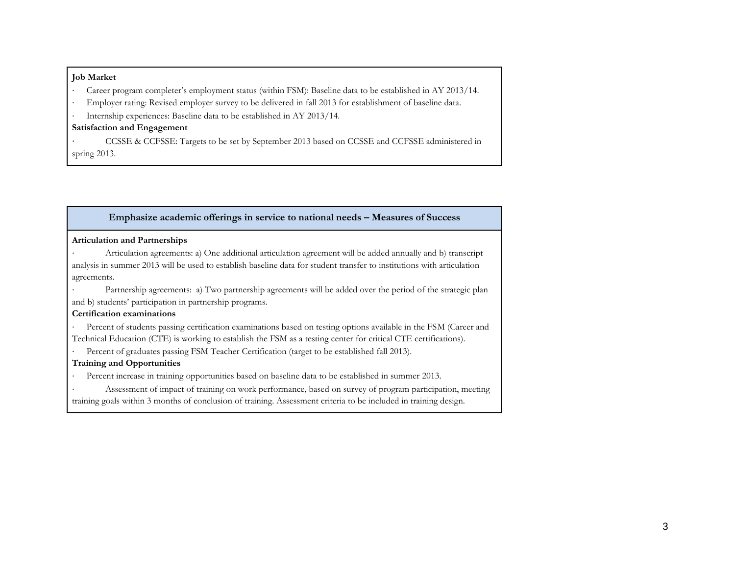**Job Market**

- Career program completer's employment status (within FSM): Baseline data to be established in AY 2013/14.
- Employer rating: Revised employer survey to be delivered in fall 2013 for establishment of baseline data.
- Internship experiences: Baseline data to be established in AY 2013/14.

**Satisfaction and Engagement**

- CCSSE & CCFSSE: Targets to be set by September 2013 based on CCSSE and CCFSSE administered in spring 2013.

## Emphasize academic offerings in service to national needs – Measures of Success

**Articulation and Partnerships**

- Articulation agreements: a) One additional articulation agreement will be added annually and b) transcript analysis in summer 2013 will be used to establish baseline data for student transfer to institutions with articulation agreements.
- Partnership agreements: a) Two partnership agreements will be added over the period of the strategic plan and b) students' participation in partnership programs.

**Certification examinations**

- Percent of students passing certification examinations based on testing options available in the FSM (Career and Technical Education (CTE) is working to establish the FSM as a testing center for critical CTE certifications).
- Percent of graduates passing FSM Teacher Certification (target to be established fall 2013).

**Training and Opportunities**

- Percent increase in training opportunities based on baseline data to be established in summer 2013.
- Assessment of impact of training on work performance, based on survey of program participation, meeting training goals within 3 months of conclusion of training. Assessment criteria to be included in training design.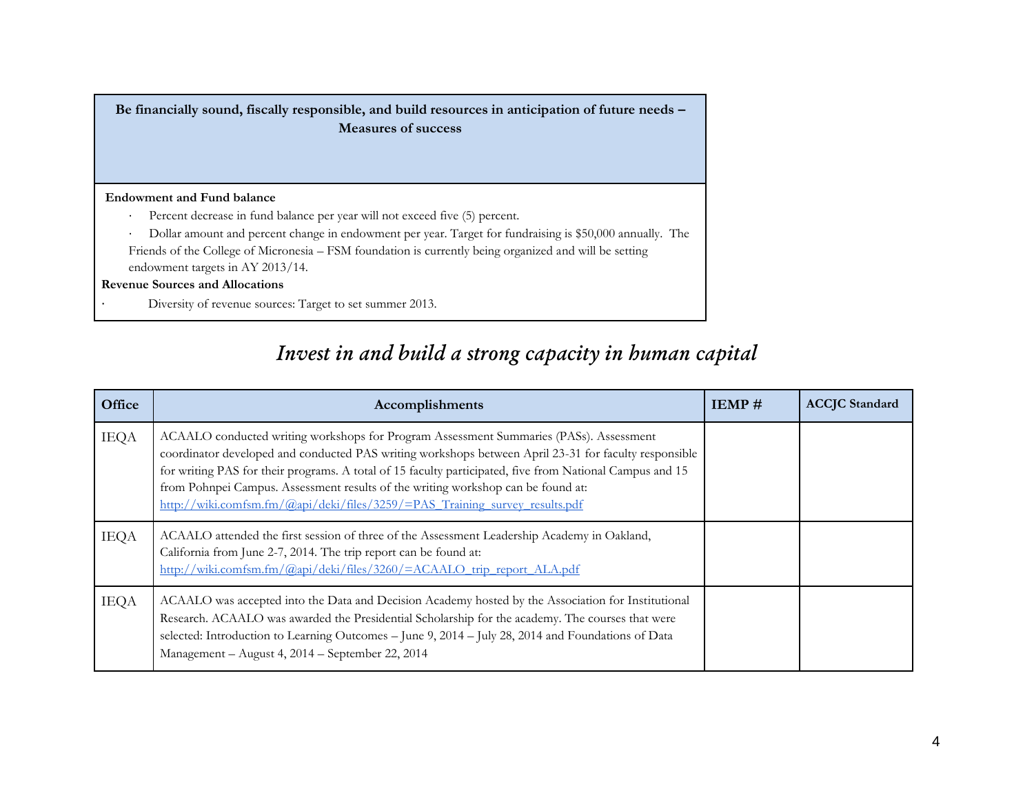| Be financially sound, fiscally responsible, and build resources in anticipation of future needs – Measures of success |
|---|
| **Endowment and Fund balance**<br>· Percent decrease in fund balance per year will not exceed five (5) percent.<br>· Dollar amount and percent change in endowment per year. Target for fundraising is $50,000 annually. The Friends of the College of Micronesia – FSM foundation is currently being organized and will be setting endowment targets in AY 2013/14.<br>**Revenue Sources and Allocations**<br>· Diversity of revenue sources: Target to set summer 2013. |

## *Invest in and build a strong capacity in human capital*

| Office | Accomplishments | IEMP # | ACCJC Standard |
|---|---|---|---|
| IEQA | ACAALO conducted writing workshops for Program Assessment Summaries (PASs). Assessment coordinator developed and conducted PAS writing workshops between April 23-31 for faculty responsible for writing PAS for their programs. A total of 15 faculty participated, five from National Campus and 15 from Pohnpei Campus. Assessment results of the writing workshop can be found at: http://wiki.comfsm.fm/@api/deki/files/3259/=PAS_Training_survey_results.pdf | | |
| IEQA | ACAALO attended the first session of three of the Assessment Leadership Academy in Oakland, California from June 2-7, 2014. The trip report can be found at: http://wiki.comfsm.fm/@api/deki/files/3260/=ACAALO_trip_report_ALA.pdf | | |
| IEQA | ACAALO was accepted into the Data and Decision Academy hosted by the Association for Institutional Research. ACAALO was awarded the Presidential Scholarship for the academy. The courses that were selected: Introduction to Learning Outcomes – June 9, 2014 – July 28, 2014 and Foundations of Data Management – August 4, 2014 – September 22, 2014 | | |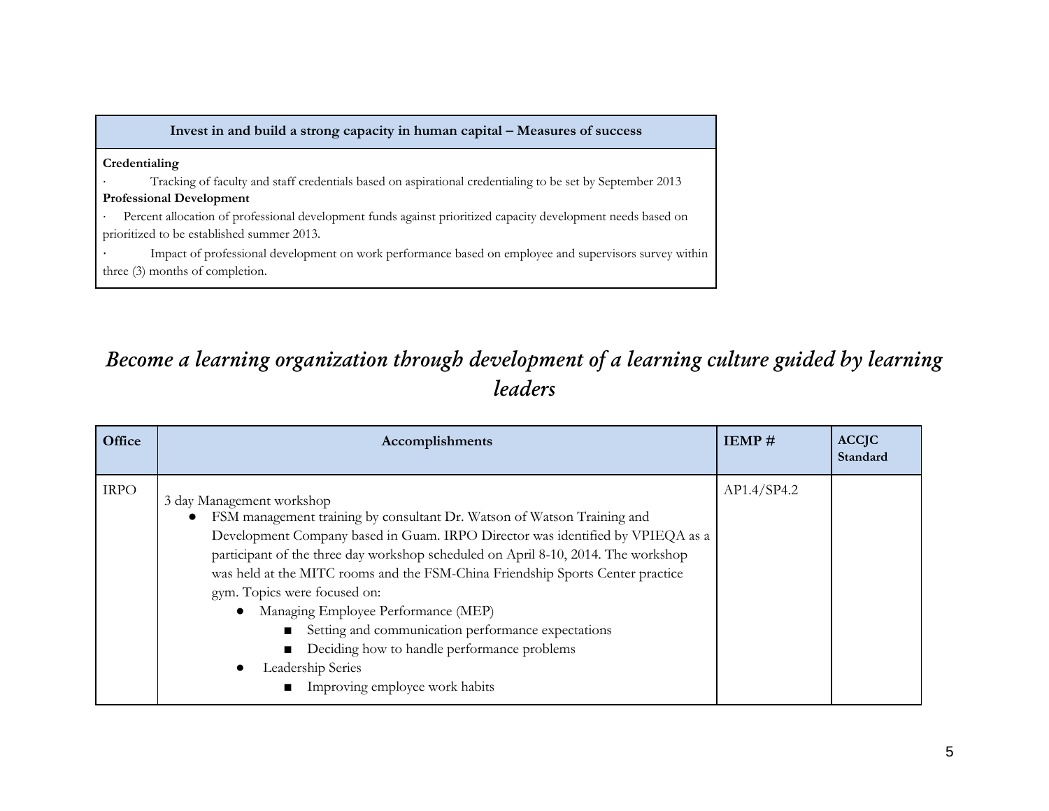| Invest in and build a strong capacity in human capital – Measures of success |
|---|
| **Credentialing**<br>· Tracking of faculty and staff credentials based on aspirational credentialing to be set by September 2013<br>**Professional Development**<br>· Percent allocation of professional development funds against prioritized capacity development needs based on prioritized to be established summer 2013.<br>· Impact of professional development on work performance based on employee and supervisors survey within three (3) months of completion. |

## *Become a learning organization through development of a learning culture guided by learning leaders*

| Office | Accomplishments | IEMP # | ACCJC Standard |
|---|---|---|---|
| IRPO | 3 day Management workshop<br>● FSM management training by consultant Dr. Watson of Watson Training and Development Company based in Guam. IRPO Director was identified by VPIEQA as a participant of the three day workshop scheduled on April 8-10, 2014. The workshop was held at the MITC rooms and the FSM-China Friendship Sports Center practice gym. Topics were focused on:<br>　● Managing Employee Performance (MEP)<br>　　■ Setting and communication performance expectations<br>　　■ Deciding how to handle performance problems<br>　● Leadership Series<br>　　■ Improving employee work habits | AP1.4/SP4.2 | |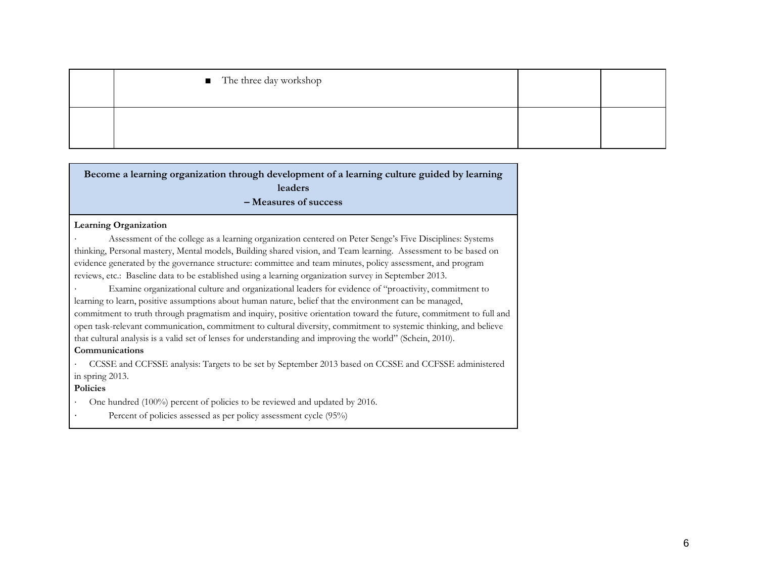| | | | |
|---|---|---|---|
| | ■ The three day workshop | | |
| | | | |

| Become a learning organization through development of a learning culture guided by learning leaders – Measures of success |
|---|
| **Learning Organization**<br>· Assessment of the college as a learning organization centered on Peter Senge's Five Disciplines: Systems thinking, Personal mastery, Mental models, Building shared vision, and Team learning. Assessment to be based on evidence generated by the governance structure: committee and team minutes, policy assessment, and program reviews, etc.: Baseline data to be established using a learning organization survey in September 2013.<br>· Examine organizational culture and organizational leaders for evidence of "proactivity, commitment to learning to learn, positive assumptions about human nature, belief that the environment can be managed, commitment to truth through pragmatism and inquiry, positive orientation toward the future, commitment to full and open task-relevant communication, commitment to cultural diversity, commitment to systemic thinking, and believe that cultural analysis is a valid set of lenses for understanding and improving the world" (Schein, 2010).<br>**Communications**<br>· CCSSE and CCFSSE analysis: Targets to be set by September 2013 based on CCSSE and CCFSSE administered in spring 2013.<br>**Policies**<br>· One hundred (100%) percent of policies to be reviewed and updated by 2016.<br>· Percent of policies assessed as per policy assessment cycle (95%) |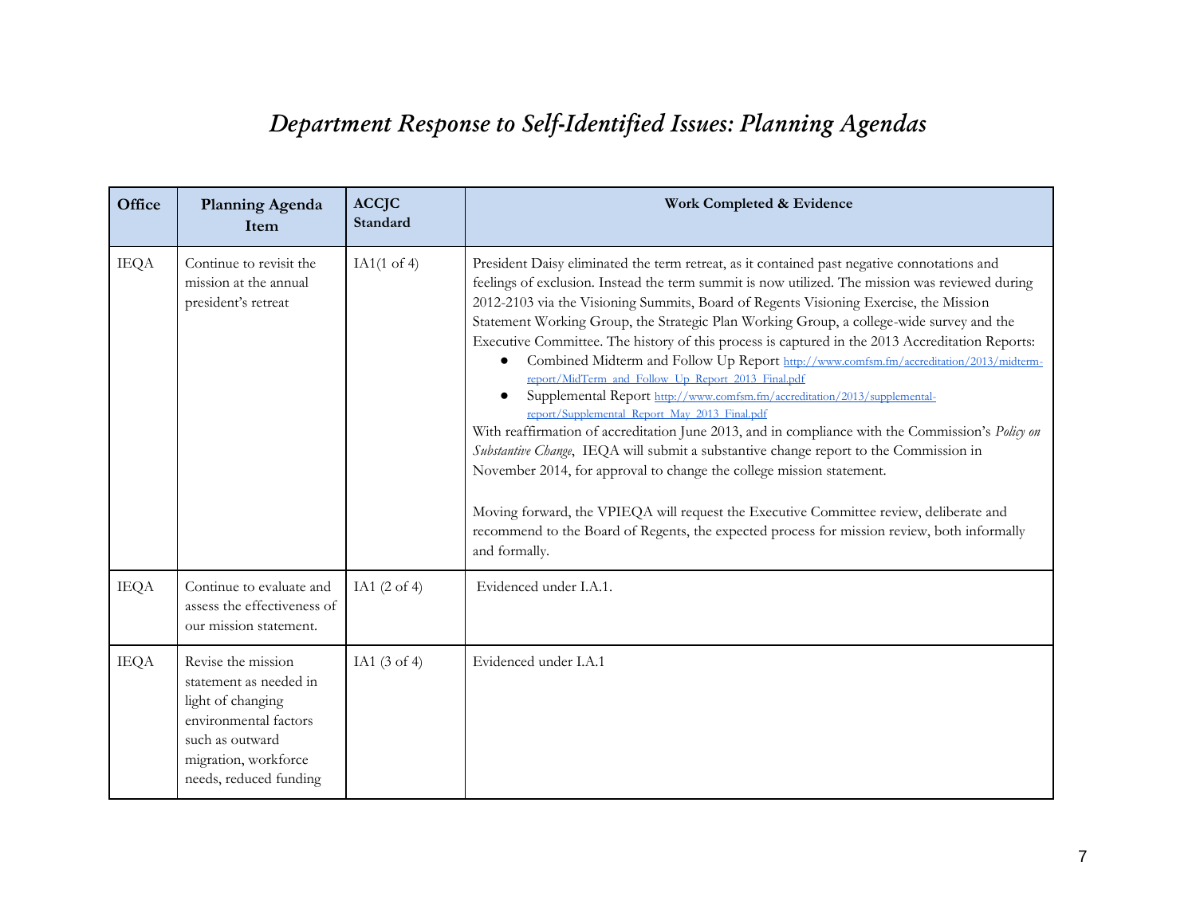# *Department Response to Self-Identified Issues: Planning Agendas*

| Office | Planning Agenda Item | ACCJC Standard | Work Completed & Evidence |
|---|---|---|---|
| IEQA | Continue to revisit the mission at the annual president's retreat | IA1(1 of 4) | President Daisy eliminated the term retreat, as it contained past negative connotations and feelings of exclusion. Instead the term summit is now utilized. The mission was reviewed during 2012-2103 via the Visioning Summits, Board of Regents Visioning Exercise, the Mission Statement Working Group, the Strategic Plan Working Group, a college-wide survey and the Executive Committee. The history of this process is captured in the 2013 Accreditation Reports:<br>● Combined Midterm and Follow Up Report http://www.comfsm.fm/accreditation/2013/midterm-report/MidTerm_and_Follow_Up_Report_2013_Final.pdf<br>● Supplemental Report http://www.comfsm.fm/accreditation/2013/supplemental-report/Supplemental_Report_May_2013_Final.pdf<br>With reaffirmation of accreditation June 2013, and in compliance with the Commission's *Policy on Substantive Change*, IEQA will submit a substantive change report to the Commission in November 2014, for approval to change the college mission statement.<br><br>Moving forward, the VPIEQA will request the Executive Committee review, deliberate and recommend to the Board of Regents, the expected process for mission review, both informally and formally. |
| IEQA | Continue to evaluate and assess the effectiveness of our mission statement. | IA1 (2 of 4) | Evidenced under I.A.1. |
| IEQA | Revise the mission statement as needed in light of changing environmental factors such as outward migration, workforce needs, reduced funding | IA1 (3 of 4) | Evidenced under I.A.1 |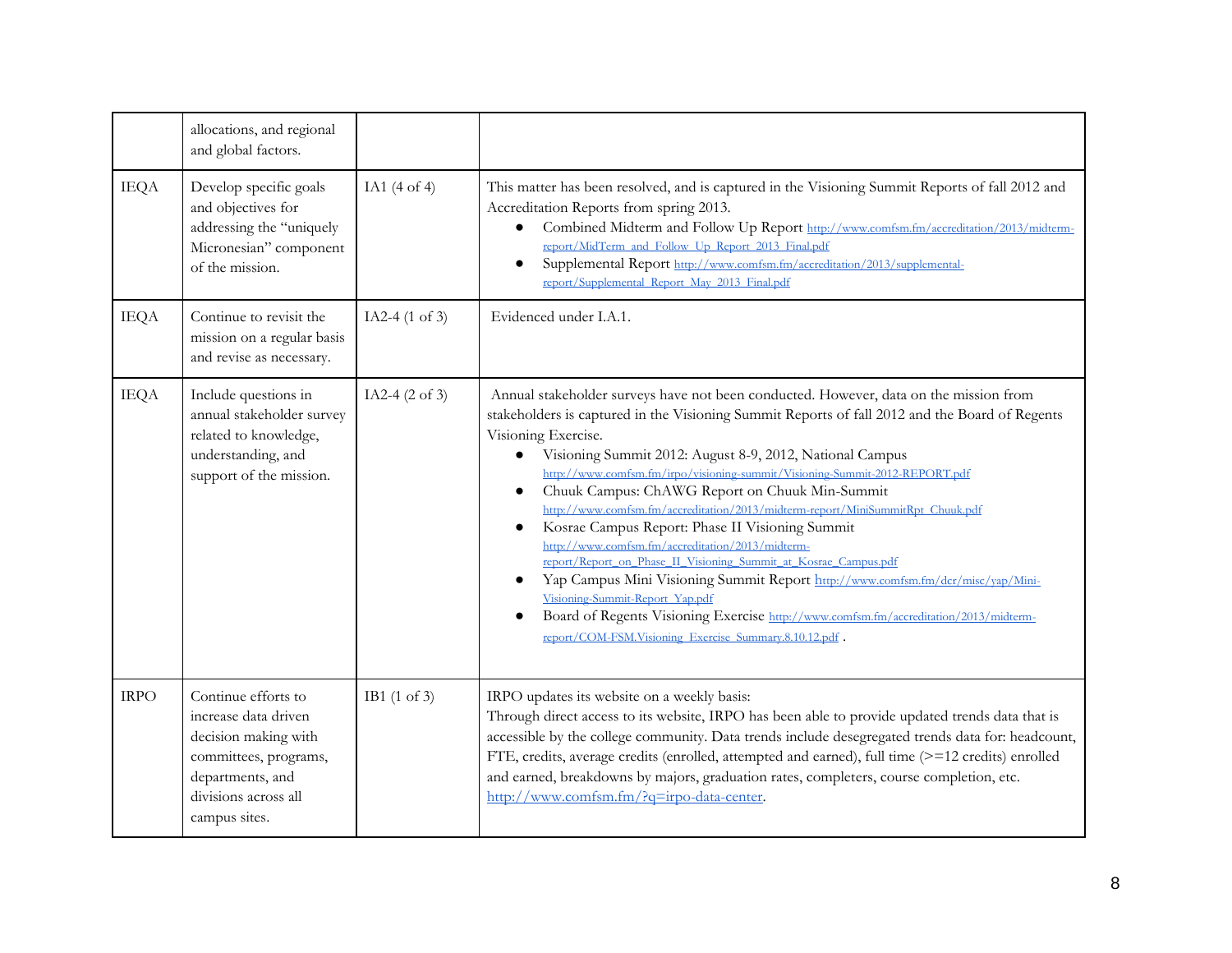| | | | |
|---|---|---|---|
| | allocations, and regional and global factors. | | |
| IEQA | Develop specific goals and objectives for addressing the "uniquely Micronesian" component of the mission. | IA1 (4 of 4) | This matter has been resolved, and is captured in the Visioning Summit Reports of fall 2012 and Accreditation Reports from spring 2013.<br>● Combined Midterm and Follow Up Report http://www.comfsm.fm/accreditation/2013/midterm-report/MidTerm_and_Follow_Up_Report_2013_Final.pdf<br>● Supplemental Report http://www.comfsm.fm/accreditation/2013/supplemental-report/Supplemental_Report_May_2013_Final.pdf |
| IEQA | Continue to revisit the mission on a regular basis and revise as necessary. | IA2-4 (1 of 3) | Evidenced under I.A.1. |
| IEQA | Include questions in annual stakeholder survey related to knowledge, understanding, and support of the mission. | IA2-4 (2 of 3) | Annual stakeholder surveys have not been conducted. However, data on the mission from stakeholders is captured in the Visioning Summit Reports of fall 2012 and the Board of Regents Visioning Exercise.<br>● Visioning Summit 2012: August 8-9, 2012, National Campus http://www.comfsm.fm/irpo/visioning-summit/Visioning-Summit-2012-REPORT.pdf<br>● Chuuk Campus: ChAWG Report on Chuuk Min-Summit http://www.comfsm.fm/accreditation/2013/midterm-report/MiniSummitRpt_Chuuk.pdf<br>● Kosrae Campus Report: Phase II Visioning Summit http://www.comfsm.fm/accreditation/2013/midterm-report/Report_on_Phase_II_Visioning_Summit_at_Kosrae_Campus.pdf<br>● Yap Campus Mini Visioning Summit Report http://www.comfsm.fm/dcr/misc/yap/Mini-Visioning-Summit-Report_Yap.pdf<br>● Board of Regents Visioning Exercise http://www.comfsm.fm/accreditation/2013/midterm-report/COM-FSM.Visioning_Exercise_Summary.8.10.12.pdf . |
| IRPO | Continue efforts to increase data driven decision making with committees, programs, departments, and divisions across all campus sites. | IB1 (1 of 3) | IRPO updates its website on a weekly basis:<br>Through direct access to its website, IRPO has been able to provide updated trends data that is accessible by the college community. Data trends include desegregated trends data for: headcount, FTE, credits, average credits (enrolled, attempted and earned), full time (>=12 credits) enrolled and earned, breakdowns by majors, graduation rates, completers, course completion, etc. http://www.comfsm.fm/?q=irpo-data-center. |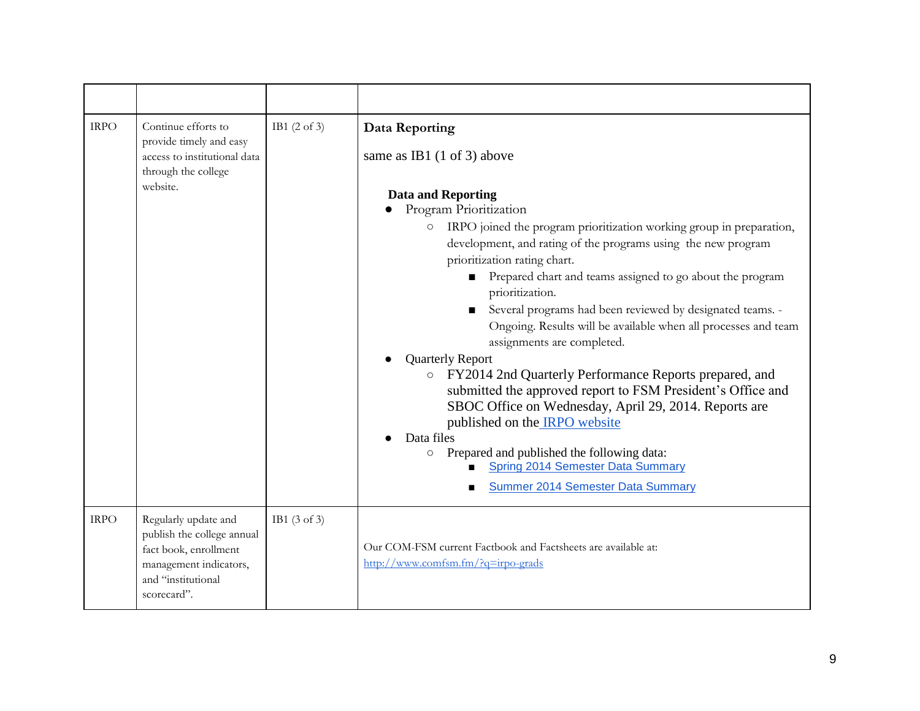|  |  |  |  |
|---|---|---|---|
| IRPO | Continue efforts to provide timely and easy access to institutional data through the college website. | IB1 (2 of 3) | **Data Reporting**<br><br>same as IB1 (1 of 3) above<br><br>**Data and Reporting**<br>● Program Prioritization<br>○ IRPO joined the program prioritization working group in preparation, development, and rating of the programs using the new program prioritization rating chart.<br>■ Prepared chart and teams assigned to go about the program prioritization.<br>■ Several programs had been reviewed by designated teams. - Ongoing. Results will be available when all processes and team assignments are completed.<br>● Quarterly Report<br>○ FY2014 2nd Quarterly Performance Reports prepared, and submitted the approved report to FSM President's Office and SBOC Office on Wednesday, April 29, 2014. Reports are published on the IRPO website<br>● Data files<br>○ Prepared and published the following data:<br>■ Spring 2014 Semester Data Summary<br>■ Summer 2014 Semester Data Summary |
| IRPO | Regularly update and publish the college annual fact book, enrollment management indicators, and "institutional scorecard". | IB1 (3 of 3) | Our COM-FSM current Factbook and Factsheets are available at: http://www.comfsm.fm/?q=irpo-grads |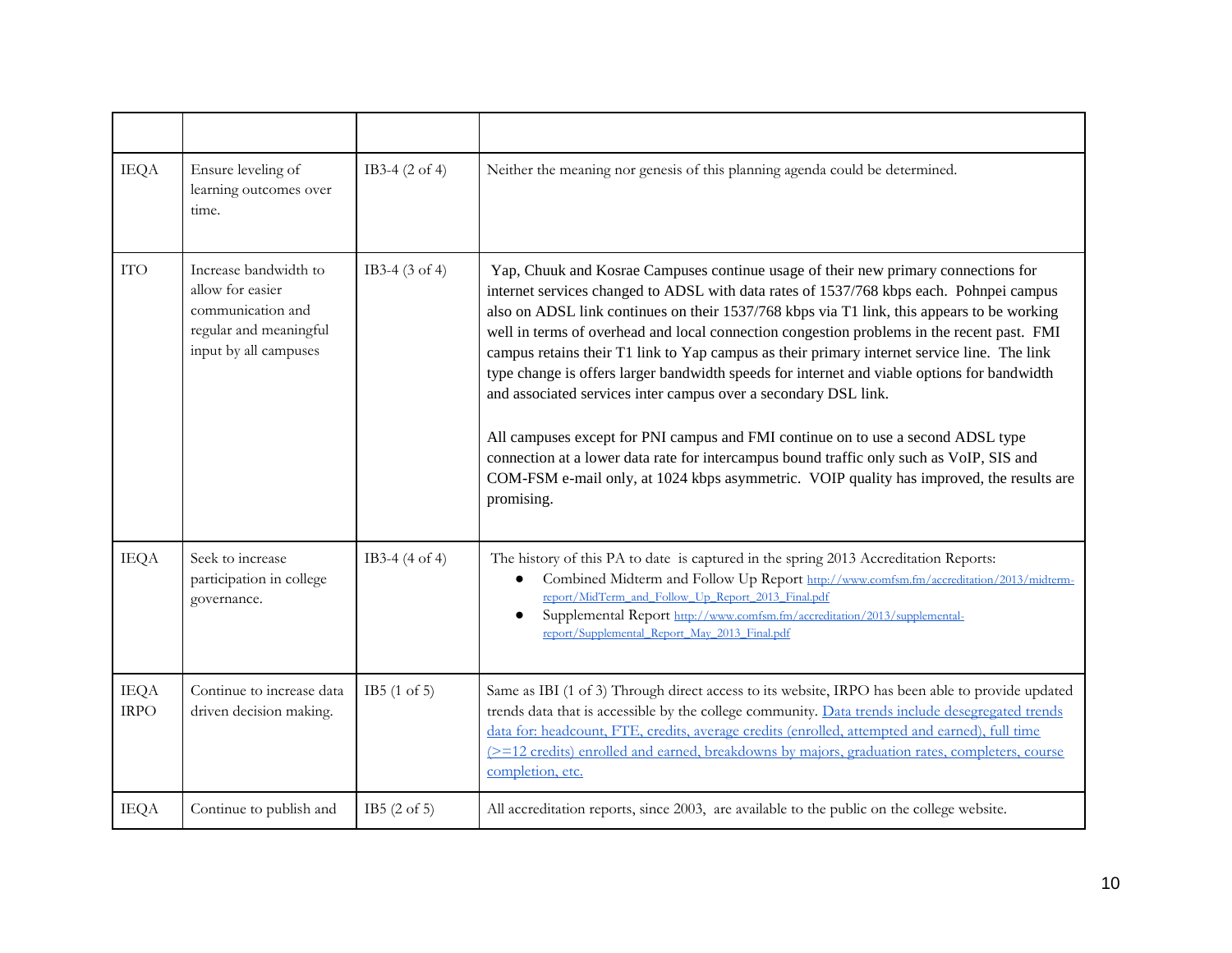| | | | |
|---|---|---|---|
| IEQA | Ensure leveling of learning outcomes over time. | IB3-4 (2 of 4) | Neither the meaning nor genesis of this planning agenda could be determined. |
| ITO | Increase bandwidth to allow for easier communication and regular and meaningful input by all campuses | IB3-4 (3 of 4) | Yap, Chuuk and Kosrae Campuses continue usage of their new primary connections for internet services changed to ADSL with data rates of 1537/768 kbps each. Pohnpei campus also on ADSL link continues on their 1537/768 kbps via T1 link, this appears to be working well in terms of overhead and local connection congestion problems in the recent past. FMI campus retains their T1 link to Yap campus as their primary internet service line. The link type change is offers larger bandwidth speeds for internet and viable options for bandwidth and associated services inter campus over a secondary DSL link.<br><br>All campuses except for PNI campus and FMI continue on to use a second ADSL type connection at a lower data rate for intercampus bound traffic only such as VoIP, SIS and COM-FSM e-mail only, at 1024 kbps asymmetric. VOIP quality has improved, the results are promising. |
| IEQA | Seek to increase participation in college governance. | IB3-4 (4 of 4) | The history of this PA to date is captured in the spring 2013 Accreditation Reports:<br>● Combined Midterm and Follow Up Report http://www.comfsm.fm/accreditation/2013/midterm-report/MidTerm_and_Follow_Up_Report_2013_Final.pdf<br>● Supplemental Report http://www.comfsm.fm/accreditation/2013/supplemental-report/Supplemental_Report_May_2013_Final.pdf |
| IEQA<br>IRPO | Continue to increase data driven decision making. | IB5 (1 of 5) | Same as IBI (1 of 3) Through direct access to its website, IRPO has been able to provide updated trends data that is accessible by the college community. Data trends include desegregated trends data for: headcount, FTE, credits, average credits (enrolled, attempted and earned), full time (>=12 credits) enrolled and earned, breakdowns by majors, graduation rates, completers, course completion, etc. |
| IEQA | Continue to publish and | IB5 (2 of 5) | All accreditation reports, since 2003, are available to the public on the college website. |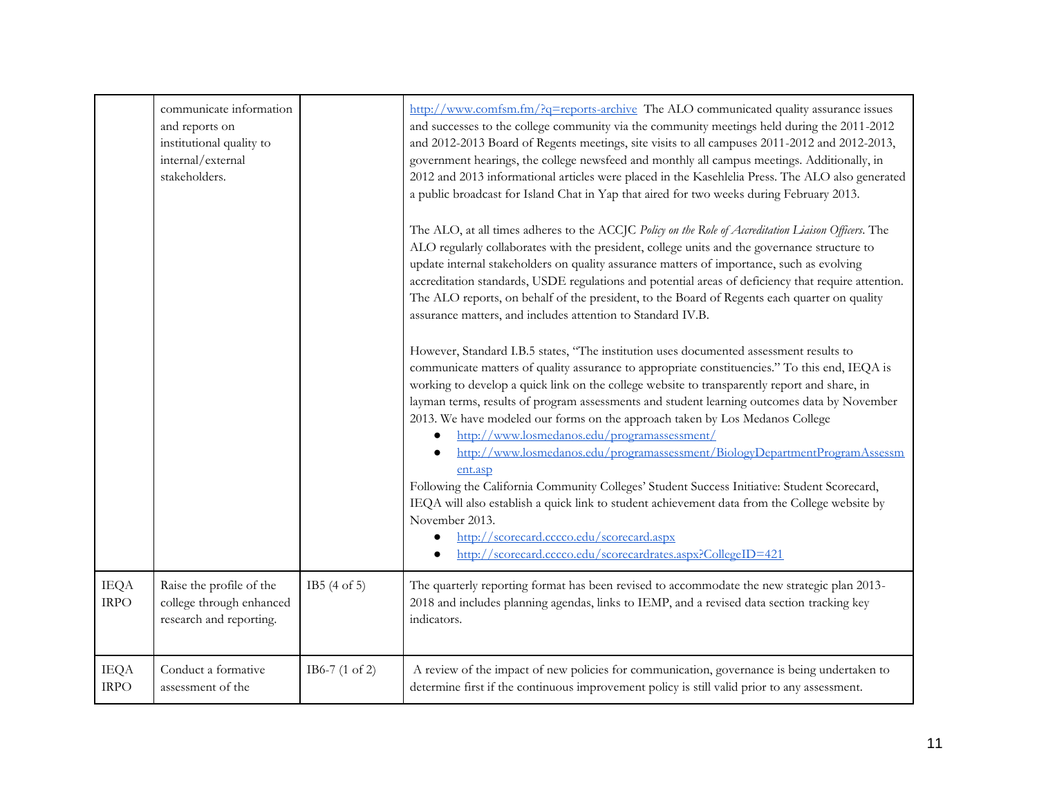| | | | |
|---|---|---|---|
| | communicate information and reports on institutional quality to internal/external stakeholders. | | http://www.comfsm.fm/?q=reports-archive The ALO communicated quality assurance issues and successes to the college community via the community meetings held during the 2011-2012 and 2012-2013 Board of Regents meetings, site visits to all campuses 2011-2012 and 2012-2013, government hearings, the college newsfeed and monthly all campus meetings. Additionally, in 2012 and 2013 informational articles were placed in the Kasehlelia Press. The ALO also generated a public broadcast for Island Chat in Yap that aired for two weeks during February 2013.<br><br>The ALO, at all times adheres to the ACCJC *Policy on the Role of Accreditation Liaison Officers*. The ALO regularly collaborates with the president, college units and the governance structure to update internal stakeholders on quality assurance matters of importance, such as evolving accreditation standards, USDE regulations and potential areas of deficiency that require attention. The ALO reports, on behalf of the president, to the Board of Regents each quarter on quality assurance matters, and includes attention to Standard IV.B.<br><br>However, Standard I.B.5 states, "The institution uses documented assessment results to communicate matters of quality assurance to appropriate constituencies." To this end, IEQA is working to develop a quick link on the college website to transparently report and share, in layman terms, results of program assessments and student learning outcomes data by November 2013. We have modeled our forms on the approach taken by Los Medanos College<br>• http://www.losmedanos.edu/programassessment/<br>• http://www.losmedanos.edu/programassessment/BiologyDepartmentProgramAssessment.asp<br>Following the California Community Colleges' Student Success Initiative: Student Scorecard, IEQA will also establish a quick link to student achievement data from the College website by November 2013.<br>• http://scorecard.cccco.edu/scorecard.aspx<br>• http://scorecard.cccco.edu/scorecardrates.aspx?CollegeID=421 |
| IEQA IRPO | Raise the profile of the college through enhanced research and reporting. | IB5 (4 of 5) | The quarterly reporting format has been revised to accommodate the new strategic plan 2013-2018 and includes planning agendas, links to IEMP, and a revised data section tracking key indicators. |
| IEQA IRPO | Conduct a formative assessment of the | IB6-7 (1 of 2) | A review of the impact of new policies for communication, governance is being undertaken to determine first if the continuous improvement policy is still valid prior to any assessment. |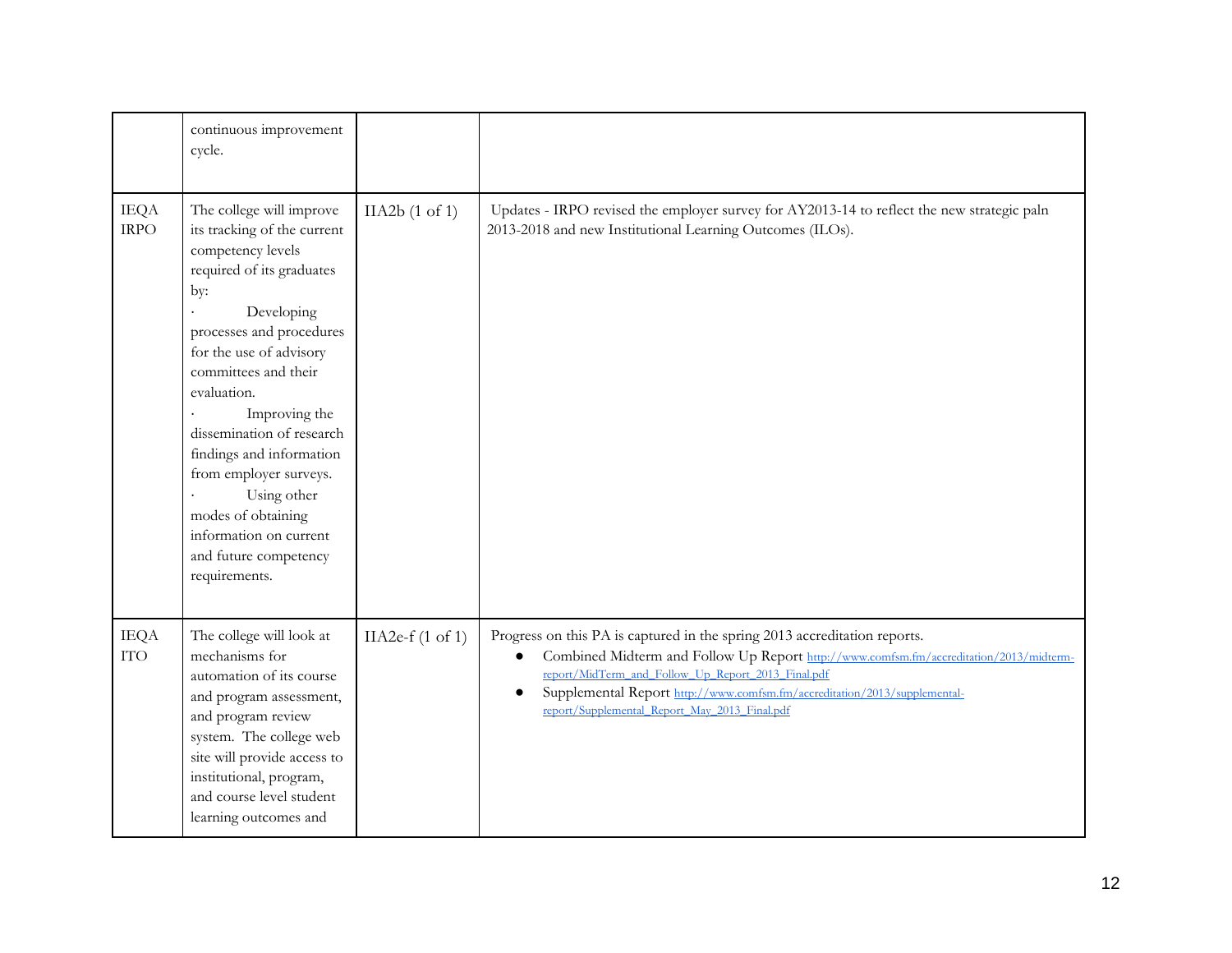| | | | |
|---|---|---|---|
| | continuous improvement cycle. | | |
| IEQA IRPO | The college will improve its tracking of the current competency levels required of its graduates by:<br>· Developing processes and procedures for the use of advisory committees and their evaluation.<br>· Improving the dissemination of research findings and information from employer surveys.<br>· Using other modes of obtaining information on current and future competency requirements. | IIA2b (1 of 1) | Updates - IRPO revised the employer survey for AY2013-14 to reflect the new strategic paln 2013-2018 and new Institutional Learning Outcomes (ILOs). |
| IEQA ITO | The college will look at mechanisms for automation of its course and program assessment, and program review system. The college web site will provide access to institutional, program, and course level student learning outcomes and | IIA2e-f (1 of 1) | Progress on this PA is captured in the spring 2013 accreditation reports.<br>● Combined Midterm and Follow Up Report http://www.comfsm.fm/accreditation/2013/midterm-report/MidTerm_and_Follow_Up_Report_2013_Final.pdf<br>● Supplemental Report http://www.comfsm.fm/accreditation/2013/supplemental-report/Supplemental_Report_May_2013_Final.pdf |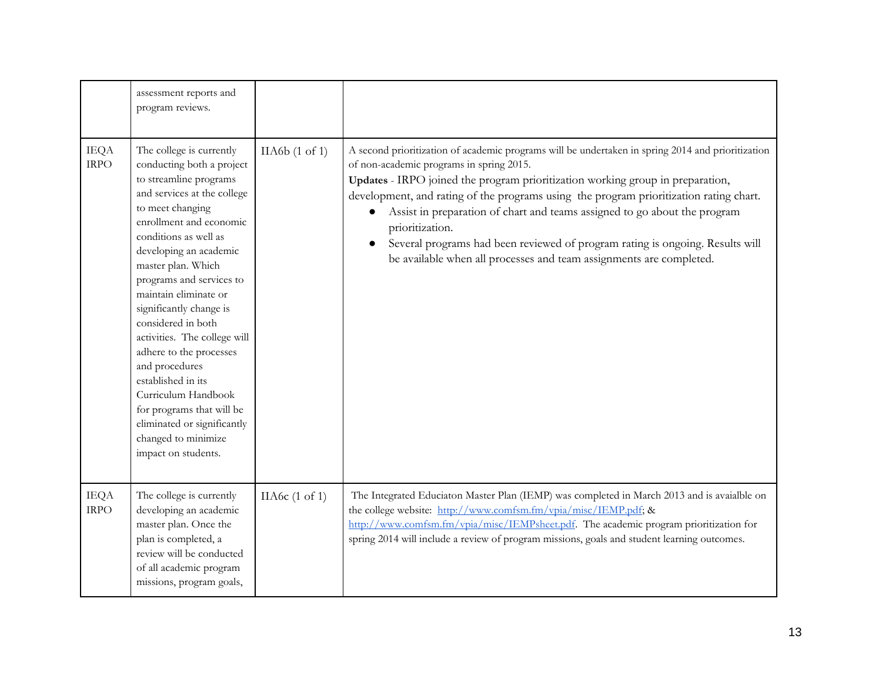|  |  |  |  |
|---|---|---|---|
|  | assessment reports and program reviews. |  |  |
| IEQA IRPO | The college is currently conducting both a project to streamline programs and services at the college to meet changing enrollment and economic conditions as well as developing an academic master plan. Which programs and services to maintain eliminate or significantly change is considered in both activities. The college will adhere to the processes and procedures established in its Curriculum Handbook for programs that will be eliminated or significantly changed to minimize impact on students. | IIA6b (1 of 1) | A second prioritization of academic programs will be undertaken in spring 2014 and prioritization of non-academic programs in spring 2015.<br>**Updates** - IRPO joined the program prioritization working group in preparation, development, and rating of the programs using the program prioritization rating chart.<br>● Assist in preparation of chart and teams assigned to go about the program prioritization.<br>● Several programs had been reviewed of program rating is ongoing. Results will be available when all processes and team assignments are completed. |
| IEQA IRPO | The college is currently developing an academic master plan. Once the plan is completed, a review will be conducted of all academic program missions, program goals, | IIA6c (1 of 1) | The Integrated Educiaton Master Plan (IEMP) was completed in March 2013 and is avaialble on the college website: [http://www.comfsm.fm/vpia/misc/IEMP.pdf](http://www.comfsm.fm/vpia/misc/IEMP.pdf); & [http://www.comfsm.fm/vpia/misc/IEMPsheet.pdf](http://www.comfsm.fm/vpia/misc/IEMPsheet.pdf). The academic program prioritization for spring 2014 will include a review of program missions, goals and student learning outcomes. |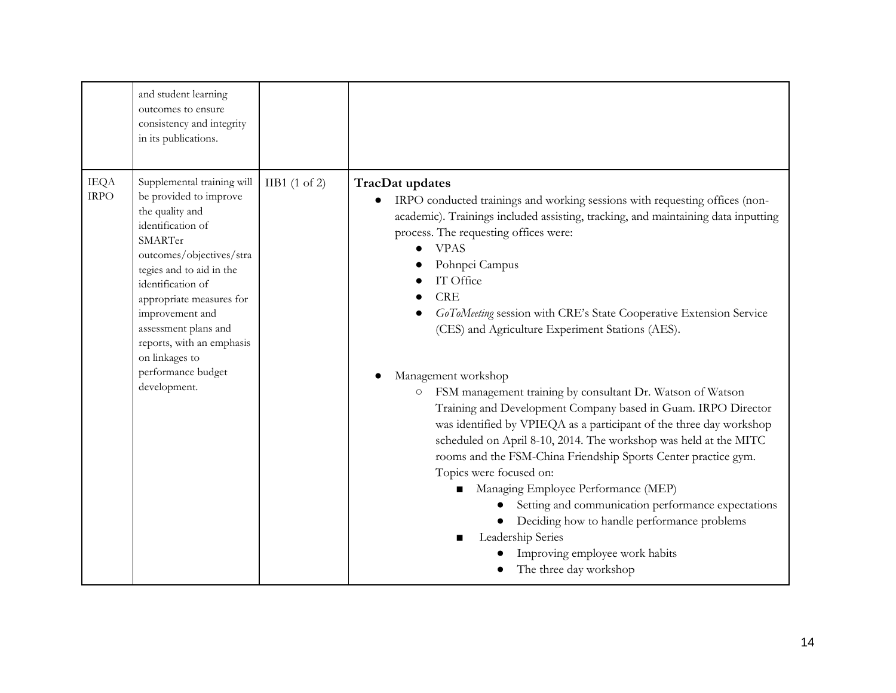| | | | |
|---|---|---|---|
| | and student learning outcomes to ensure consistency and integrity in its publications. | | |
| IEQA IRPO | Supplemental training will be provided to improve the quality and identification of SMARTer outcomes/objectives/strategies and to aid in the identification of appropriate measures for improvement and assessment plans and reports, with an emphasis on linkages to performance budget development. | IIB1 (1 of 2) | **TracDat updates**<br>• IRPO conducted trainings and working sessions with requesting offices (non-academic). Trainings included assisting, tracking, and maintaining data inputting process. The requesting offices were:<br>&nbsp;&nbsp;• VPAS<br>&nbsp;&nbsp;• Pohnpei Campus<br>&nbsp;&nbsp;• IT Office<br>&nbsp;&nbsp;• CRE<br>&nbsp;&nbsp;• *GoToMeeting* session with CRE's State Cooperative Extension Service (CES) and Agriculture Experiment Stations (AES).<br><br>• Management workshop<br>&nbsp;&nbsp;○ FSM management training by consultant Dr. Watson of Watson Training and Development Company based in Guam. IRPO Director was identified by VPIEQA as a participant of the three day workshop scheduled on April 8-10, 2014. The workshop was held at the MITC rooms and the FSM-China Friendship Sports Center practice gym. Topics were focused on:<br>&nbsp;&nbsp;&nbsp;&nbsp;■ Managing Employee Performance (MEP)<br>&nbsp;&nbsp;&nbsp;&nbsp;&nbsp;&nbsp;• Setting and communication performance expectations<br>&nbsp;&nbsp;&nbsp;&nbsp;&nbsp;&nbsp;• Deciding how to handle performance problems<br>&nbsp;&nbsp;&nbsp;&nbsp;■ Leadership Series<br>&nbsp;&nbsp;&nbsp;&nbsp;&nbsp;&nbsp;• Improving employee work habits<br>&nbsp;&nbsp;&nbsp;&nbsp;&nbsp;&nbsp;• The three day workshop |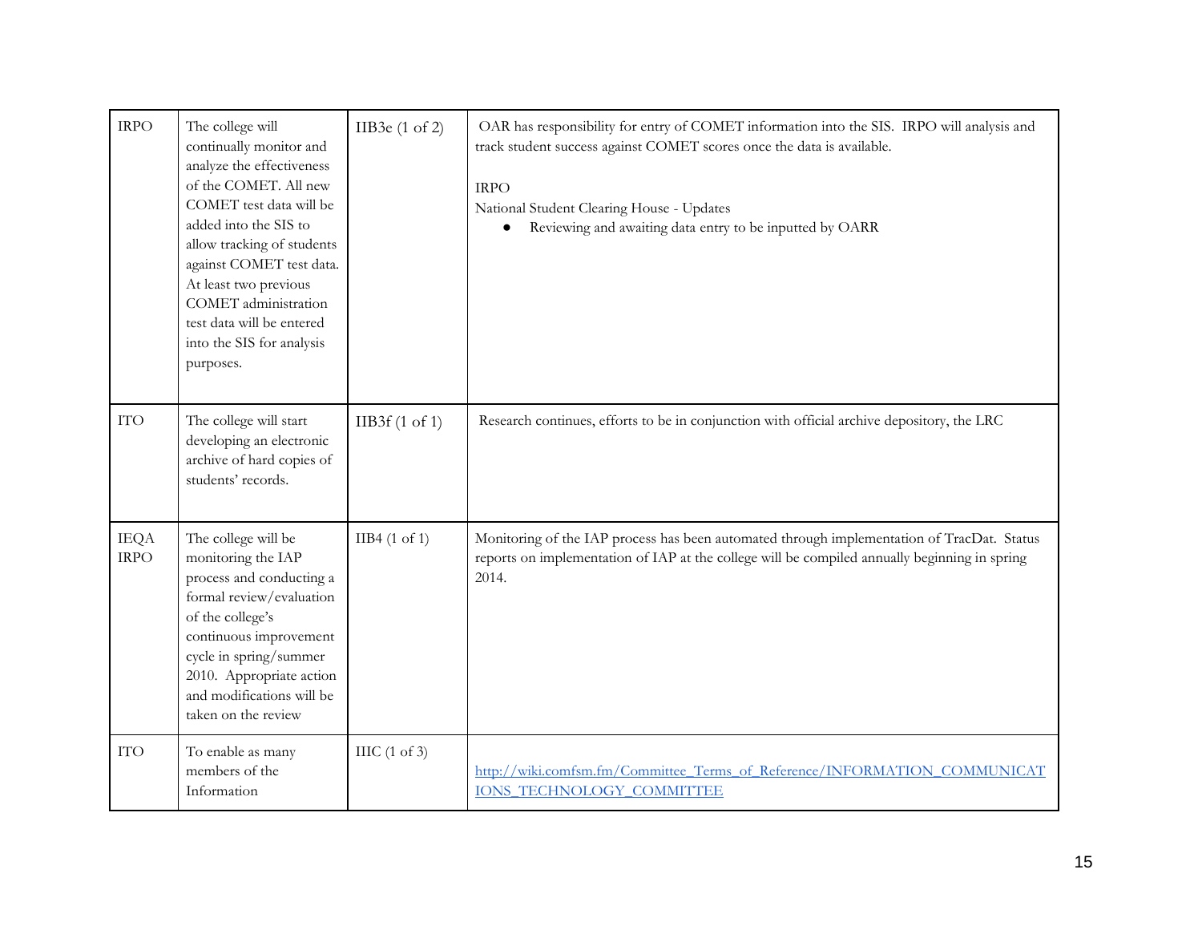| IRPO | The college will continually monitor and analyze the effectiveness of the COMET. All new COMET test data will be added into the SIS to allow tracking of students against COMET test data. At least two previous COMET administration test data will be entered into the SIS for analysis purposes. | IIB3e (1 of 2) | OAR has responsibility for entry of COMET information into the SIS. IRPO will analysis and track student success against COMET scores once the data is available.<br><br>IRPO<br>National Student Clearing House - Updates<br>● Reviewing and awaiting data entry to be inputted by OARR |
|---|---|---|---|
| ITO | The college will start developing an electronic archive of hard copies of students' records. | IIB3f (1 of 1) | Research continues, efforts to be in conjunction with official archive depository, the LRC |
| IEQA<br>IRPO | The college will be monitoring the IAP process and conducting a formal review/evaluation of the college's continuous improvement cycle in spring/summer 2010. Appropriate action and modifications will be taken on the review | IIB4 (1 of 1) | Monitoring of the IAP process has been automated through implementation of TracDat. Status reports on implementation of IAP at the college will be compiled annually beginning in spring 2014. |
| ITO | To enable as many members of the Information | IIIC (1 of 3) | http://wiki.comfsm.fm/Committee_Terms_of_Reference/INFORMATION_COMMUNICATIONS_TECHNOLOGY_COMMITTEE |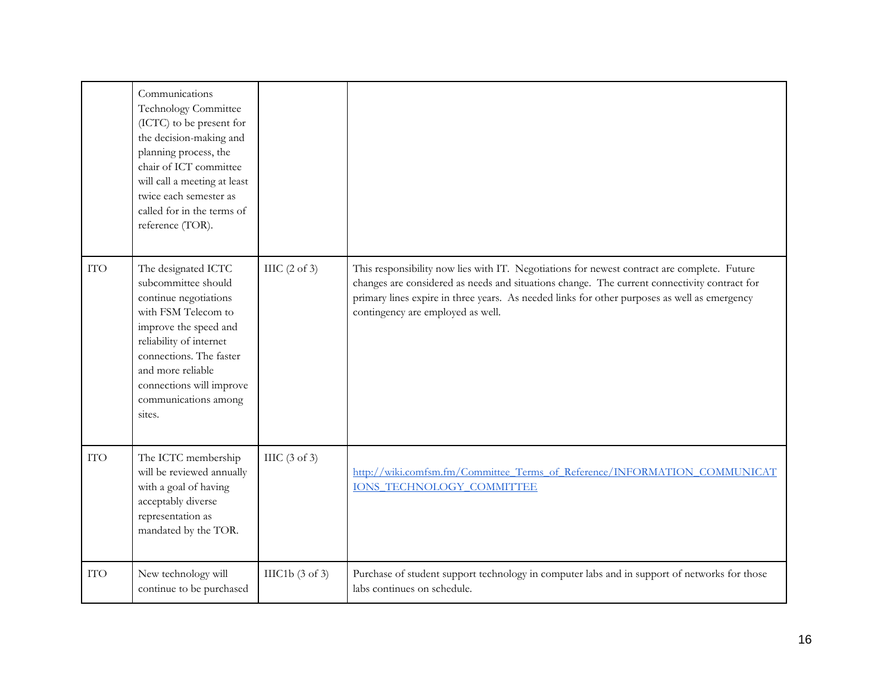| | | | |
|---|---|---|---|
| | Communications Technology Committee (ICTC) to be present for the decision-making and planning process, the chair of ICT committee will call a meeting at least twice each semester as called for in the terms of reference (TOR). | | |
| ITO | The designated ICTC subcommittee should continue negotiations with FSM Telecom to improve the speed and reliability of internet connections. The faster and more reliable connections will improve communications among sites. | IIIC (2 of 3) | This responsibility now lies with IT. Negotiations for newest contract are complete. Future changes are considered as needs and situations change. The current connectivity contract for primary lines expire in three years. As needed links for other purposes as well as emergency contingency are employed as well. |
| ITO | The ICTC membership will be reviewed annually with a goal of having acceptably diverse representation as mandated by the TOR. | IIIC (3 of 3) | http://wiki.comfsm.fm/Committee_Terms_of_Reference/INFORMATION_COMMUNICATIONS_TECHNOLOGY_COMMITTEE |
| ITO | New technology will continue to be purchased | IIIC1b (3 of 3) | Purchase of student support technology in computer labs and in support of networks for those labs continues on schedule. |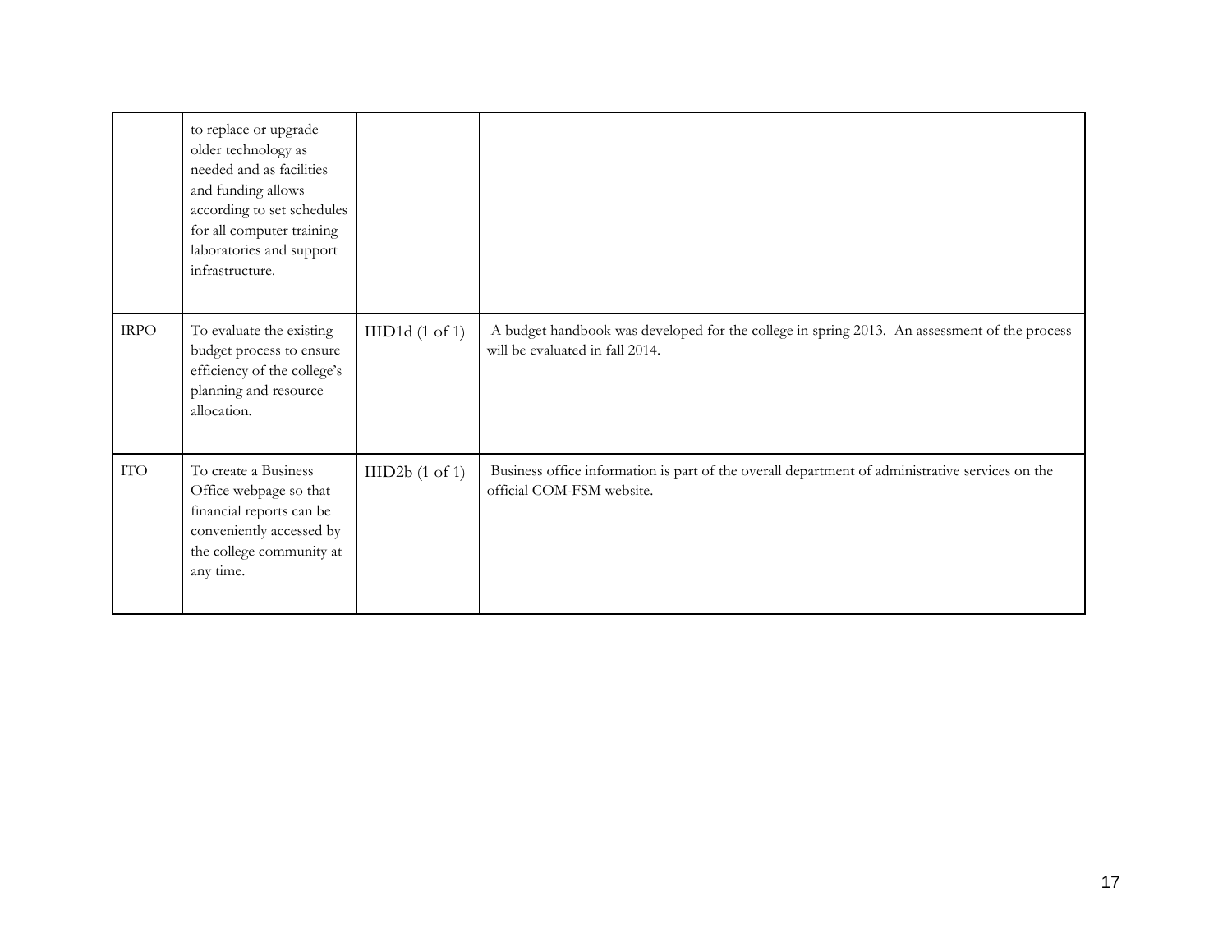| | | | |
|---|---|---|---|
| | to replace or upgrade older technology as needed and as facilities and funding allows according to set schedules for all computer training laboratories and support infrastructure. | | |
| IRPO | To evaluate the existing budget process to ensure efficiency of the college's planning and resource allocation. | IIID1d (1 of 1) | A budget handbook was developed for the college in spring 2013. An assessment of the process will be evaluated in fall 2014. |
| ITO | To create a Business Office webpage so that financial reports can be conveniently accessed by the college community at any time. | IIID2b (1 of 1) | Business office information is part of the overall department of administrative services on the official COM-FSM website. |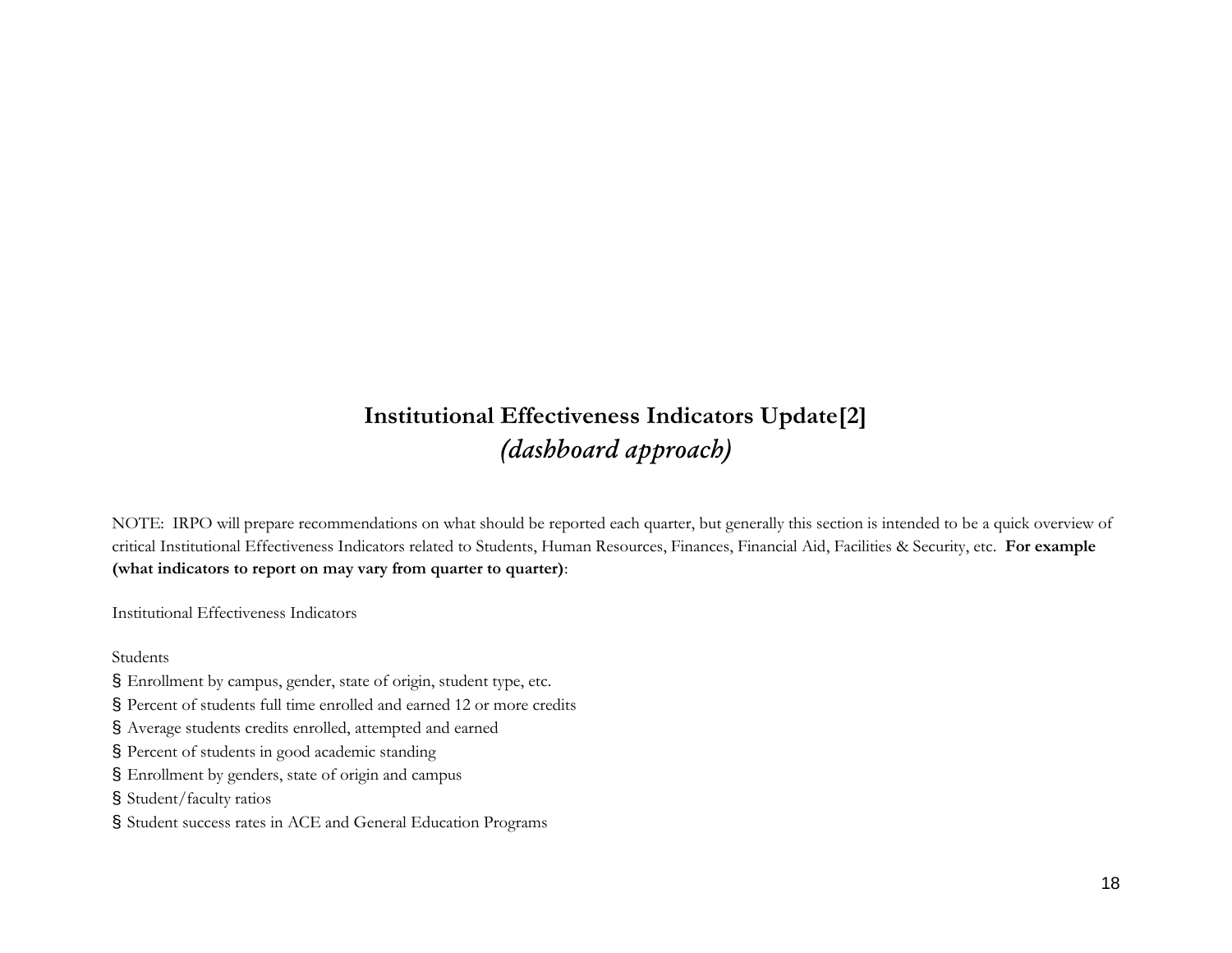# Institutional Effectiveness Indicators Update[2]

*(dashboard approach)*

NOTE: IRPO will prepare recommendations on what should be reported each quarter, but generally this section is intended to be a quick overview of critical Institutional Effectiveness Indicators related to Students, Human Resources, Finances, Financial Aid, Facilities & Security, etc. **For example (what indicators to report on may vary from quarter to quarter)**:

Institutional Effectiveness Indicators

Students

- § Enrollment by campus, gender, state of origin, student type, etc.
- § Percent of students full time enrolled and earned 12 or more credits
- § Average students credits enrolled, attempted and earned
- § Percent of students in good academic standing
- § Enrollment by genders, state of origin and campus
- § Student/faculty ratios
- § Student success rates in ACE and General Education Programs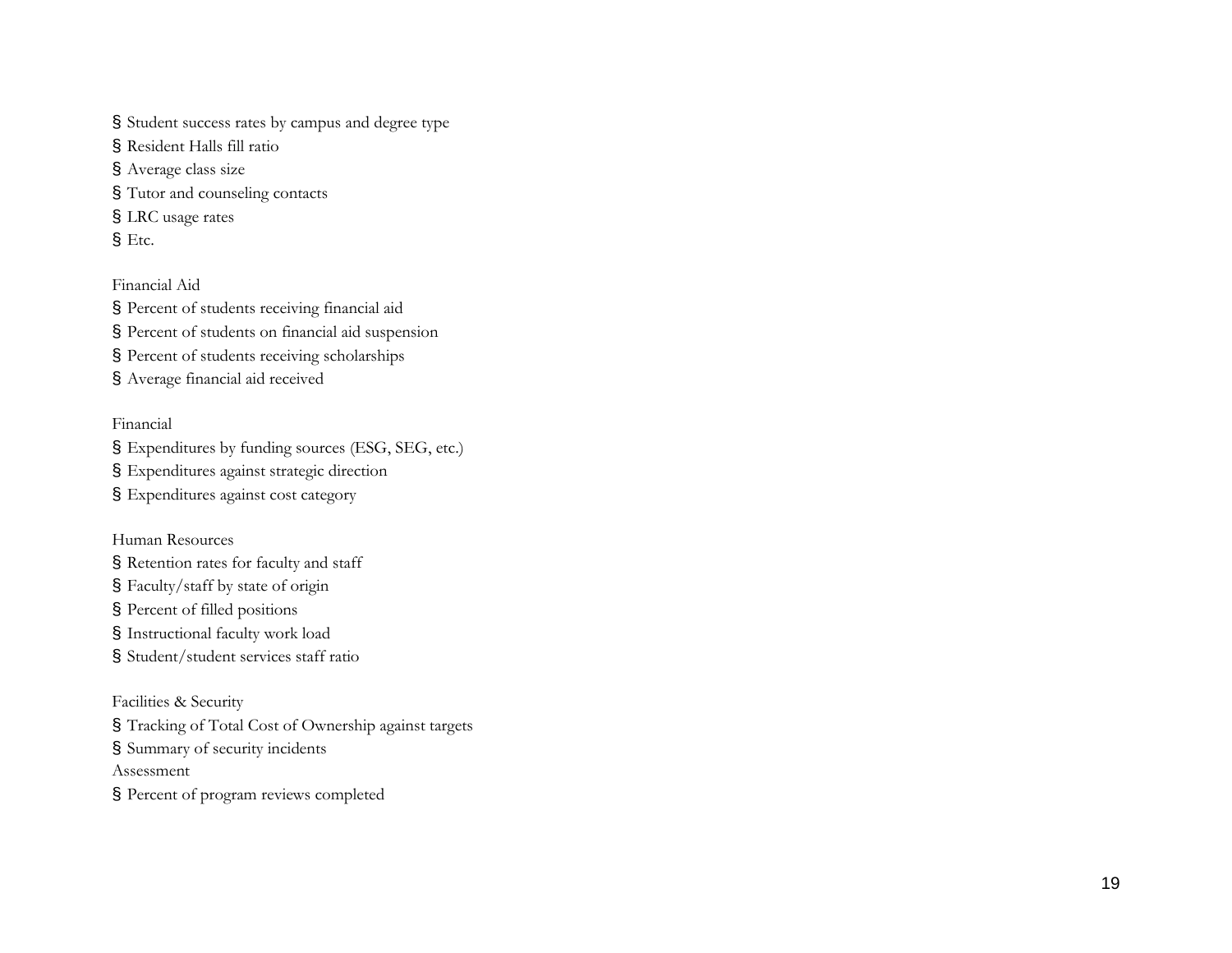- Student success rates by campus and degree type
- Resident Halls fill ratio
- Average class size
- Tutor and counseling contacts
- LRC usage rates
- Etc.

Financial Aid

- Percent of students receiving financial aid
- Percent of students on financial aid suspension
- Percent of students receiving scholarships
- Average financial aid received

Financial

- Expenditures by funding sources (ESG, SEG, etc.)
- Expenditures against strategic direction
- Expenditures against cost category

Human Resources

- Retention rates for faculty and staff
- Faculty/staff by state of origin
- Percent of filled positions
- Instructional faculty work load
- Student/student services staff ratio

Facilities & Security

- Tracking of Total Cost of Ownership against targets
- Summary of security incidents

Assessment

- Percent of program reviews completed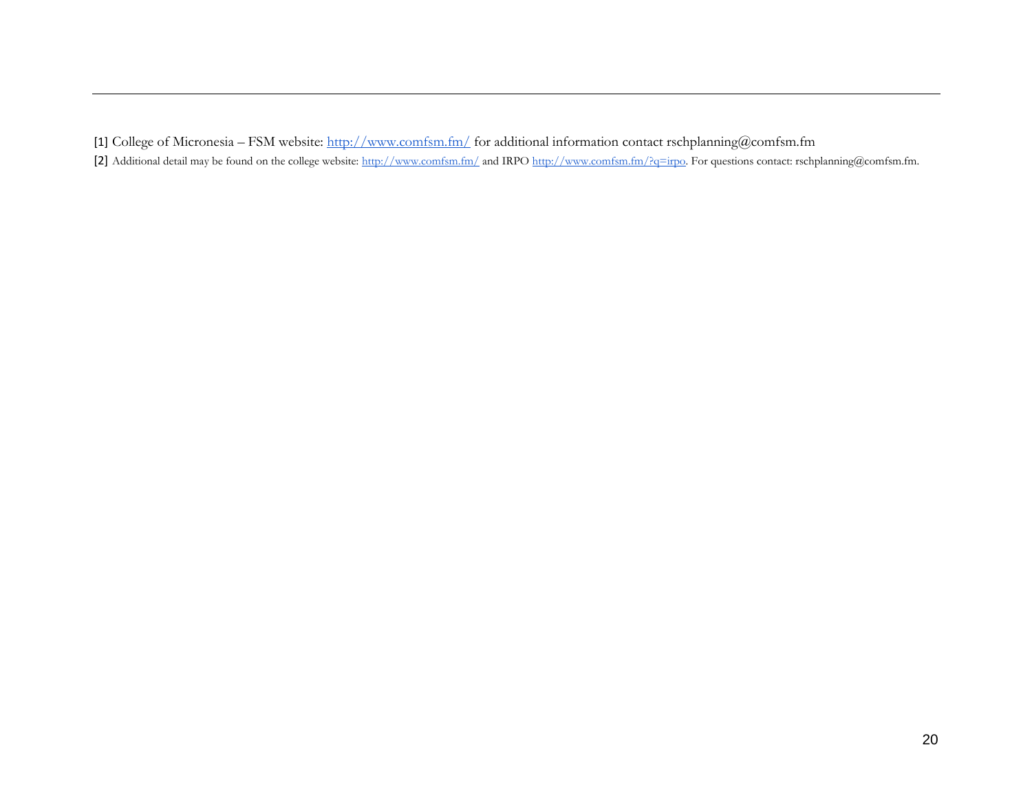---

[1] College of Micronesia – FSM website: http://www.comfsm.fm/ for additional information contact rschplanning@comfsm.fm

[2] Additional detail may be found on the college website: http://www.comfsm.fm/ and IRPO http://www.comfsm.fm/?q=irpo. For questions contact: rschplanning@comfsm.fm.